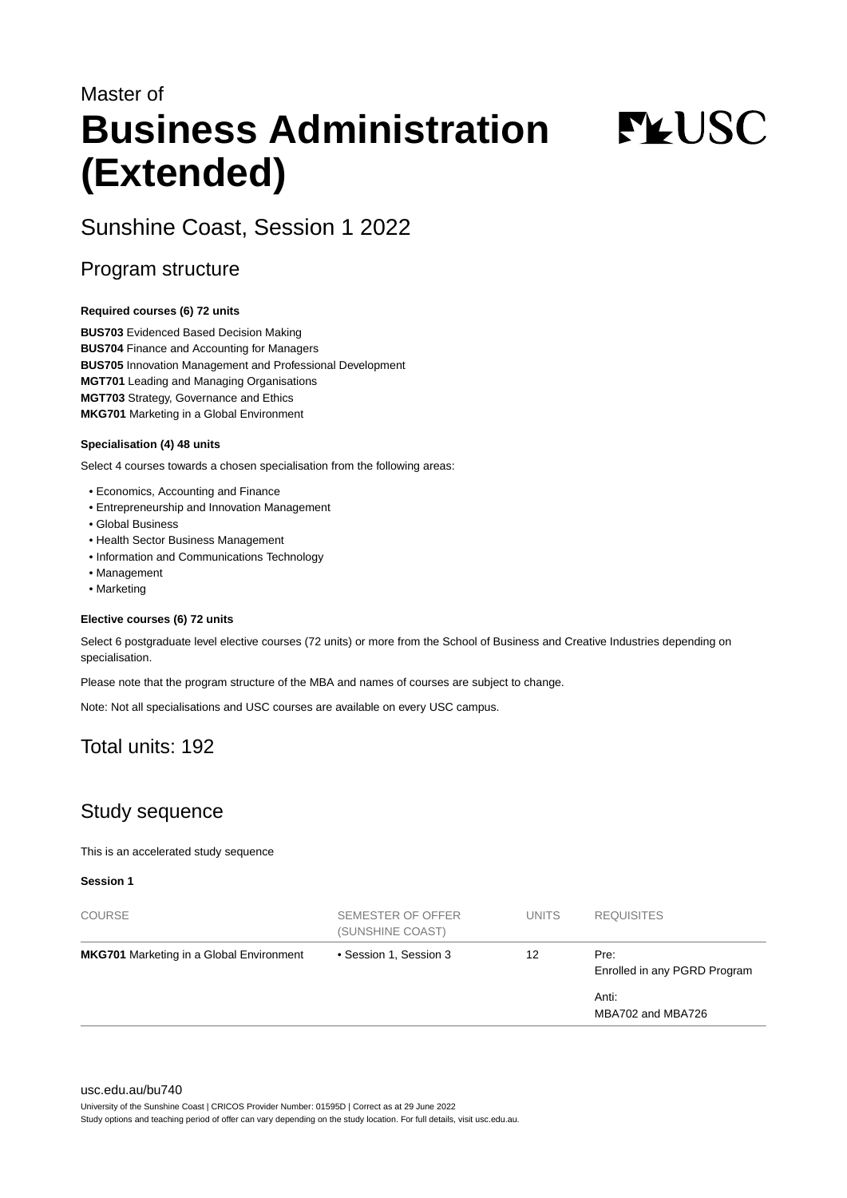Master of

# Business Administration (Extended)

## Sunshine Coast, Session 1 2022

## Program structure

**Required courses (6) 72 units**

**BUS703** Evidenced Based Decision Making
**BUS704** Finance and Accounting for Managers
**BUS705** Innovation Management and Professional Development
**MGT701** Leading and Managing Organisations
**MGT703** Strategy, Governance and Ethics
**MKG701** Marketing in a Global Environment

**Specialisation (4) 48 units**

Select 4 courses towards a chosen specialisation from the following areas:

- Economics, Accounting and Finance
- Entrepreneurship and Innovation Management
- Global Business
- Health Sector Business Management
- Information and Communications Technology
- Management
- Marketing

**Elective courses (6) 72 units**

Select 6 postgraduate level elective courses (72 units) or more from the School of Business and Creative Industries depending on specialisation.

Please note that the program structure of the MBA and names of courses are subject to change.

Note: Not all specialisations and USC courses are available on every USC campus.

## Total units: 192

## Study sequence

This is an accelerated study sequence

**Session 1**

| COURSE | SEMESTER OF OFFER (SUNSHINE COAST) | UNITS | REQUISITES |
|---|---|---|---|
| **MKG701** Marketing in a Global Environment | • Session 1, Session 3 | 12 | Pre: Enrolled in any PGRD Program<br><br>Anti: MBA702 and MBA726 |

usc.edu.au/bu740

University of the Sunshine Coast | CRICOS Provider Number: 01595D | Correct as at 29 June 2022
Study options and teaching period of offer can vary depending on the study location. For full details, visit usc.edu.au.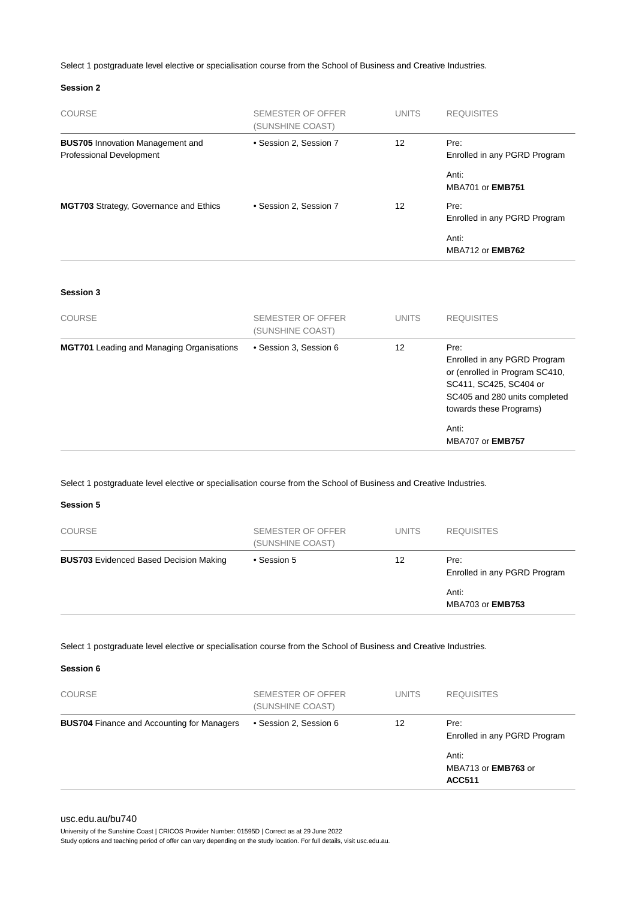Select 1 postgraduate level elective or specialisation course from the School of Business and Creative Industries.

**Session 2**

| COURSE | SEMESTER OF OFFER (SUNSHINE COAST) | UNITS | REQUISITES |
|---|---|---|---|
| **BUS705** Innovation Management and Professional Development | • Session 2, Session 7 | 12 | Pre: Enrolled in any PGRD Program<br><br>Anti: MBA701 or **EMB751** |
| **MGT703** Strategy, Governance and Ethics | • Session 2, Session 7 | 12 | Pre: Enrolled in any PGRD Program<br><br>Anti: MBA712 or **EMB762** |

**Session 3**

| COURSE | SEMESTER OF OFFER (SUNSHINE COAST) | UNITS | REQUISITES |
|---|---|---|---|
| **MGT701** Leading and Managing Organisations | • Session 3, Session 6 | 12 | Pre: Enrolled in any PGRD Program or (enrolled in Program SC410, SC411, SC425, SC404 or SC405 and 280 units completed towards these Programs)<br><br>Anti: MBA707 or **EMB757** |

Select 1 postgraduate level elective or specialisation course from the School of Business and Creative Industries.

**Session 5**

| COURSE | SEMESTER OF OFFER (SUNSHINE COAST) | UNITS | REQUISITES |
|---|---|---|---|
| **BUS703** Evidenced Based Decision Making | • Session 5 | 12 | Pre: Enrolled in any PGRD Program<br><br>Anti: MBA703 or **EMB753** |

Select 1 postgraduate level elective or specialisation course from the School of Business and Creative Industries.

**Session 6**

| COURSE | SEMESTER OF OFFER (SUNSHINE COAST) | UNITS | REQUISITES |
|---|---|---|---|
| **BUS704** Finance and Accounting for Managers | • Session 2, Session 6 | 12 | Pre: Enrolled in any PGRD Program<br><br>Anti: MBA713 or **EMB763** or **ACC511** |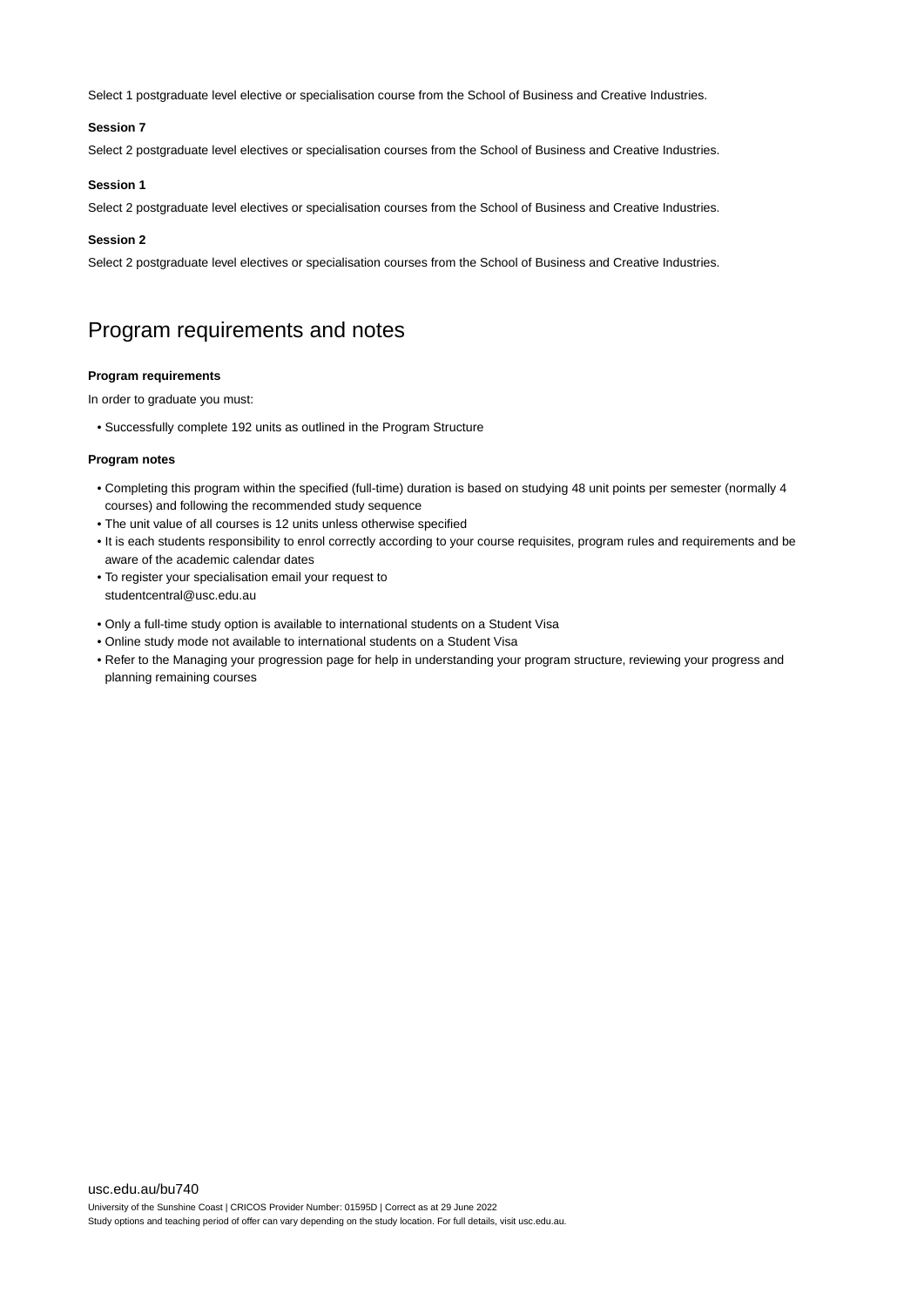Select 1 postgraduate level elective or specialisation course from the School of Business and Creative Industries.

**Session 7**

Select 2 postgraduate level electives or specialisation courses from the School of Business and Creative Industries.

**Session 1**

Select 2 postgraduate level electives or specialisation courses from the School of Business and Creative Industries.

**Session 2**

Select 2 postgraduate level electives or specialisation courses from the School of Business and Creative Industries.

## Program requirements and notes

**Program requirements**

In order to graduate you must:

- Successfully complete 192 units as outlined in the Program Structure

**Program notes**

- Completing this program within the specified (full-time) duration is based on studying 48 unit points per semester (normally 4 courses) and following the recommended study sequence
- The unit value of all courses is 12 units unless otherwise specified
- It is each students responsibility to enrol correctly according to your course requisites, program rules and requirements and be aware of the academic calendar dates
- To register your specialisation email your request to studentcentral@usc.edu.au
- Only a full-time study option is available to international students on a Student Visa
- Online study mode not available to international students on a Student Visa
- Refer to the Managing your progression page for help in understanding your program structure, reviewing your progress and planning remaining courses